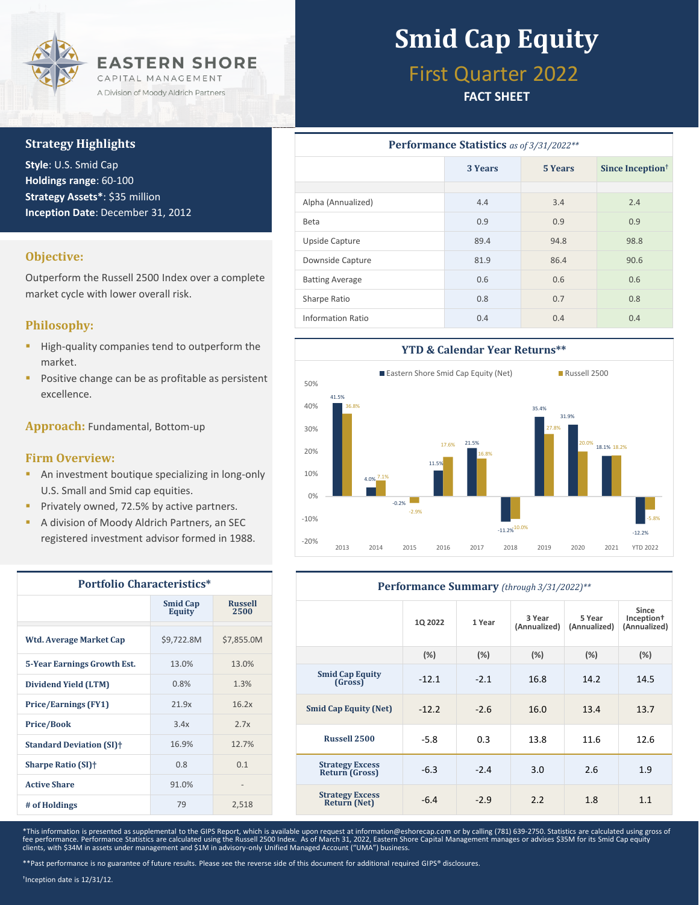EASTERN SHORE
CAPITAL MANAGEMENT
A Division of Moody Aldrich Partners

# Smid Cap Equity

## First Quarter 2022

**FACT SHEET**

### Strategy Highlights

**Style**: U.S. Smid Cap
**Holdings range**: 60-100
**Strategy Assets***: $35 million
**Inception Date**: December 31, 2012

### Objective:

Outperform the Russell 2500 Index over a complete market cycle with lower overall risk.

### Philosophy:

- High-quality companies tend to outperform the market.
- Positive change can be as profitable as persistent excellence.

### Approach: Fundamental, Bottom-up

### Firm Overview:

- An investment boutique specializing in long-only U.S. Small and Smid cap equities.
- Privately owned, 72.5% by active partners.
- A division of Moody Aldrich Partners, an SEC registered investment advisor formed in 1988.

### Portfolio Characteristics*

| | Smid Cap Equity | Russell 2500 |
|---|---|---|
| **Wtd. Average Market Cap** | $9,722.8M | $7,855.0M |
| **5-Year Earnings Growth Est.** | 13.0% | 13.0% |
| **Dividend Yield (LTM)** | 0.8% | 1.3% |
| **Price/Earnings (FY1)** | 21.9x | 16.2x |
| **Price/Book** | 3.4x | 2.7x |
| **Standard Deviation (SI)†** | 16.9% | 12.7% |
| **Sharpe Ratio (SI)†** | 0.8 | 0.1 |
| **Active Share** | 91.0% | - |
| **# of Holdings** | 79 | 2,518 |

### Performance Statistics *as of 3/31/2022***

| | 3 Years | 5 Years | Since Inception† |
|---|---|---|---|
| Alpha (Annualized) | 4.4 | 3.4 | 2.4 |
| Beta | 0.9 | 0.9 | 0.9 |
| Upside Capture | 89.4 | 94.8 | 98.8 |
| Downside Capture | 81.9 | 86.4 | 90.6 |
| Batting Average | 0.6 | 0.6 | 0.6 |
| Sharpe Ratio | 0.8 | 0.7 | 0.8 |
| Information Ratio | 0.4 | 0.4 | 0.4 |

### YTD & Calendar Year Returns**

| | Eastern Shore Smid Cap Equity (Net) | Russell 2500 |
|---|---|---|
| 2013 | 41.5% | 36.8% |
| 2014 | 4.0% | 7.1% |
| 2015 | -0.2% | -2.9% |
| 2016 | 11.5% | 17.6% |
| 2017 | 21.5% | 16.8% |
| 2018 | -11.2% | -10.0% |
| 2019 | 35.4% | 27.8% |
| 2020 | 31.9% | 20.0% |
| 2021 | 18.1% | 18.2% |
| YTD 2022 | -12.2% | -5.8% |

### Performance Summary *(through 3/31/2022)***

| | 1Q 2022 | 1 Year | 3 Year (Annualized) | 5 Year (Annualized) | Since Inception† (Annualized) |
|---|---|---|---|---|---|
| | (%) | (%) | (%) | (%) | (%) |
| **Smid Cap Equity (Gross)** | -12.1 | -2.1 | 16.8 | 14.2 | 14.5 |
| **Smid Cap Equity (Net)** | -12.2 | -2.6 | 16.0 | 13.4 | 13.7 |
| **Russell 2500** | -5.8 | 0.3 | 13.8 | 11.6 | 12.6 |
| **Strategy Excess Return (Gross)** | -6.3 | -2.4 | 3.0 | 2.6 | 1.9 |
| **Strategy Excess Return (Net)** | -6.4 | -2.9 | 2.2 | 1.8 | 1.1 |

*This information is presented as supplemental to the GIPS Report, which is available upon request at information@eshorecap.com or by calling (781) 639-2750. Statistics are calculated using gross of fee performance. Performance Statistics are calculated using the Russell 2500 Index. As of March 31, 2022, Eastern Shore Capital Management manages or advises $35M for its Smid Cap equity clients, with $34M in assets under management and $1M in advisory-only Unified Managed Account ("UMA") business.

**Past performance is no guarantee of future results. Please see the reverse side of this document for additional required GIPS® disclosures.

†Inception date is 12/31/12.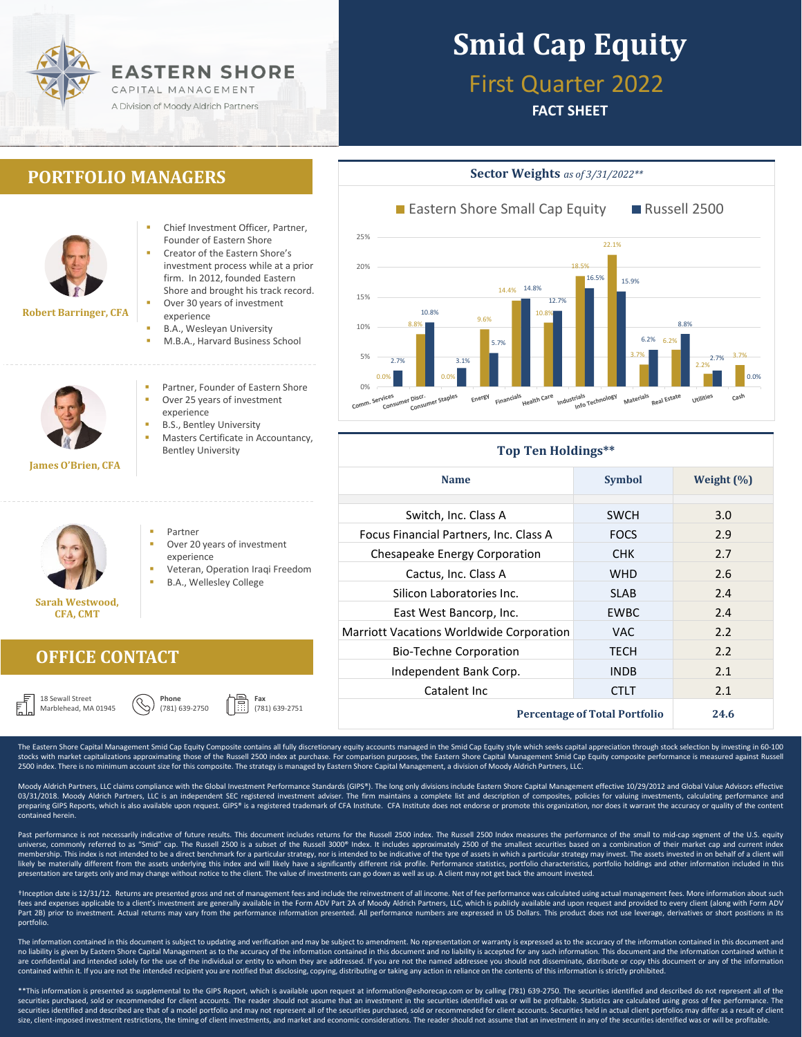# EASTERN SHORE

CAPITAL MANAGEMENT

A Division of Moody Aldrich Partners

# Smid Cap Equity

## First Quarter 2022

**FACT SHEET**

## PORTFOLIO MANAGERS

**Robert Barringer, CFA**

- Chief Investment Officer, Partner, Founder of Eastern Shore
- Creator of the Eastern Shore's investment process while at a prior firm. In 2012, founded Eastern Shore and brought his track record.
- Over 30 years of investment experience
- B.A., Wesleyan University
- M.B.A., Harvard Business School

**James O'Brien, CFA**

- Partner, Founder of Eastern Shore
- Over 25 years of investment experience
- B.S., Bentley University
- Masters Certificate in Accountancy, Bentley University

**Sarah Westwood, CFA, CMT**

- Partner
- Over 20 years of investment experience
- Veteran, Operation Iraqi Freedom
- B.A., Wellesley College

## OFFICE CONTACT

18 Sewall Street
Marblehead, MA 01945

**Phone**
(781) 639-2750

**Fax**
(781) 639-2751

### Sector Weights *as of 3/31/2022***

Eastern Shore Small Cap Equity | Russell 2500

25%
20%
15%
10%
5%
0%

Comm. Services: 0.0% | 2.7%
Consumer Discr.: 8.8% | 10.8%
Consumer Staples: 0.0% | 3.1%
Energy: 9.6% | 5.7%
Financials: 14.4% | 14.8%
Health Care: 10.8% | 12.7%
Industrials: 18.5% | 16.5%
Info Technology: 22.1% | 15.9%
Materials: 3.7% | 6.2%
Real Estate: 6.2% | 8.8%
Utilities: 2.2% | 2.7%
Cash: 3.7% | 0.0%

### Top Ten Holdings**

| Name | Symbol | Weight (%) |
|---|---|---|
| Switch, Inc. Class A | SWCH | 3.0 |
| Focus Financial Partners, Inc. Class A | FOCS | 2.9 |
| Chesapeake Energy Corporation | CHK | 2.7 |
| Cactus, Inc. Class A | WHD | 2.6 |
| Silicon Laboratories Inc. | SLAB | 2.4 |
| East West Bancorp, Inc. | EWBC | 2.4 |
| Marriott Vacations Worldwide Corporation | VAC | 2.2 |
| Bio-Techne Corporation | TECH | 2.2 |
| Independent Bank Corp. | INDB | 2.1 |
| Catalent Inc | CTLT | 2.1 |
| **Percentage of Total Portfolio** | | **24.6** |

The Eastern Shore Capital Management Smid Cap Equity Composite contains all fully discretionary equity accounts managed in the Smid Cap Equity style which seeks capital appreciation through stock selection by investing in 60-100 stocks with market capitalizations approximating those of the Russell 2500 index at purchase. For comparison purposes, the Eastern Shore Capital Management Smid Cap Equity composite performance is measured against Russell 2500 index. There is no minimum account size for this composite. The strategy is managed by Eastern Shore Capital Management, a division of Moody Aldrich Partners, LLC.

Moody Aldrich Partners, LLC claims compliance with the Global Investment Performance Standards (GIPS®). The long only divisions include Eastern Shore Capital Management effective 10/29/2012 and Global Value Advisors effective 03/31/2018. Moody Aldrich Partners, LLC is an independent SEC registered investment adviser. The firm maintains a complete list and description of composites, policies for valuing investments, calculating performance and preparing GIPS Reports, which is also available upon request. GIPS® is a registered trademark of CFA Institute. CFA Institute does not endorse or promote this organization, nor does it warrant the accuracy or quality of the content contained herein.

Past performance is not necessarily indicative of future results. This document includes returns for the Russell 2500 index. The Russell 2500 Index measures the performance of the small to mid-cap segment of the U.S. equity universe, commonly referred to as "Smid" cap. The Russell 2500 is a subset of the Russell 3000® Index. It includes approximately 2500 of the smallest securities based on a combination of their market cap and current index membership. This index is not intended to be a direct benchmark for a particular strategy, nor is intended to be indicative of the type of assets in which a particular strategy may invest. The assets invested in on behalf of a client will likely be materially different from the assets underlying this index and will likely have a significantly different risk profile. Performance statistics, portfolio characteristics, portfolio holdings and other information included in this presentation are targets only and may change without notice to the client. The value of investments can go down as well as up. A client may not get back the amount invested.

†Inception date is 12/31/12. Returns are presented gross and net of management fees and include the reinvestment of all income. Net of fee performance was calculated using actual management fees. More information about such fees and expenses applicable to a client's investment are generally available in the Form ADV Part 2A of Moody Aldrich Partners, LLC, which is publicly available and upon request and provided to every client (along with Form ADV Part 2B) prior to investment. Actual returns may vary from the performance information presented. All performance numbers are expressed in US Dollars. This product does not use leverage, derivatives or short positions in its portfolio.

The information contained in this document is subject to updating and verification and may be subject to amendment. No representation or warranty is expressed as to the accuracy of the information contained in this document and no liability is given by Eastern Shore Capital Management as to the accuracy of the information contained in this document and no liability is accepted for any such information. This document and the information contained within it are confidential and intended solely for the use of the individual or entity to whom they are addressed. If you are not the named addressee you should not disseminate, distribute or copy this document or any of the information contained within it. If you are not the intended recipient you are notified that disclosing, copying, distributing or taking any action in reliance on the contents of this information is strictly prohibited.

**This information is presented as supplemental to the GIPS Report, which is available upon request at information@eshorecap.com or by calling (781) 639-2750. The securities identified and described do not represent all of the securities purchased, sold or recommended for client accounts. The reader should not assume that an investment in the securities identified was or will be profitable. Statistics are calculated using gross of fee performance. The securities identified and described are that of a model portfolio and may not represent all of the securities purchased, sold or recommended for client accounts. Securities held in actual client portfolios may differ as a result of client size, client-imposed investment restrictions, the timing of client investments, and market and economic considerations. The reader should not assume that an investment in any of the securities identified was or will be profitable.